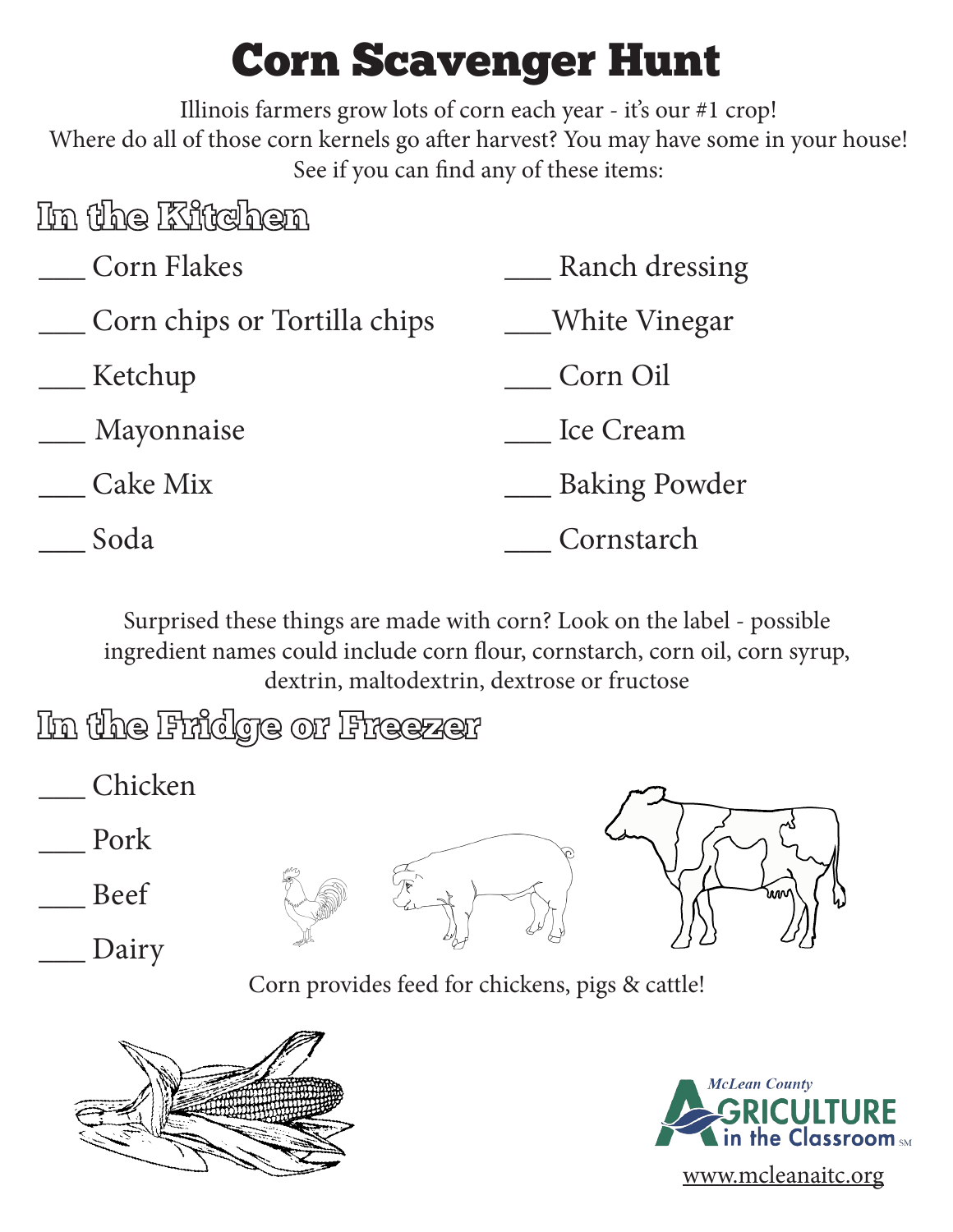# Corn Scavenger Hunt

Illinois farmers grow lots of corn each year - it's our #1 crop!
Where do all of those corn kernels go after harvest? You may have some in your house!
See if you can find any of these items:

## In the Kitchen

___ Corn Flakes

___ Corn chips or Tortilla chips

___ Ketchup

___ Mayonnaise

___ Cake Mix

___ Soda

___ Ranch dressing

___White Vinegar

___ Corn Oil

___ Ice Cream

___ Baking Powder

___ Cornstarch

Surprised these things are made with corn? Look on the label - possible ingredient names could include corn flour, cornstarch, corn oil, corn syrup, dextrin, maltodextrin, dextrose or fructose

## In the Fridge or Freezer

___ Chicken

___ Pork

___ Beef

___ Dairy

Corn provides feed for chickens, pigs & cattle!

McLean County Agriculture in the Classroom SM

www.mcleanaitc.org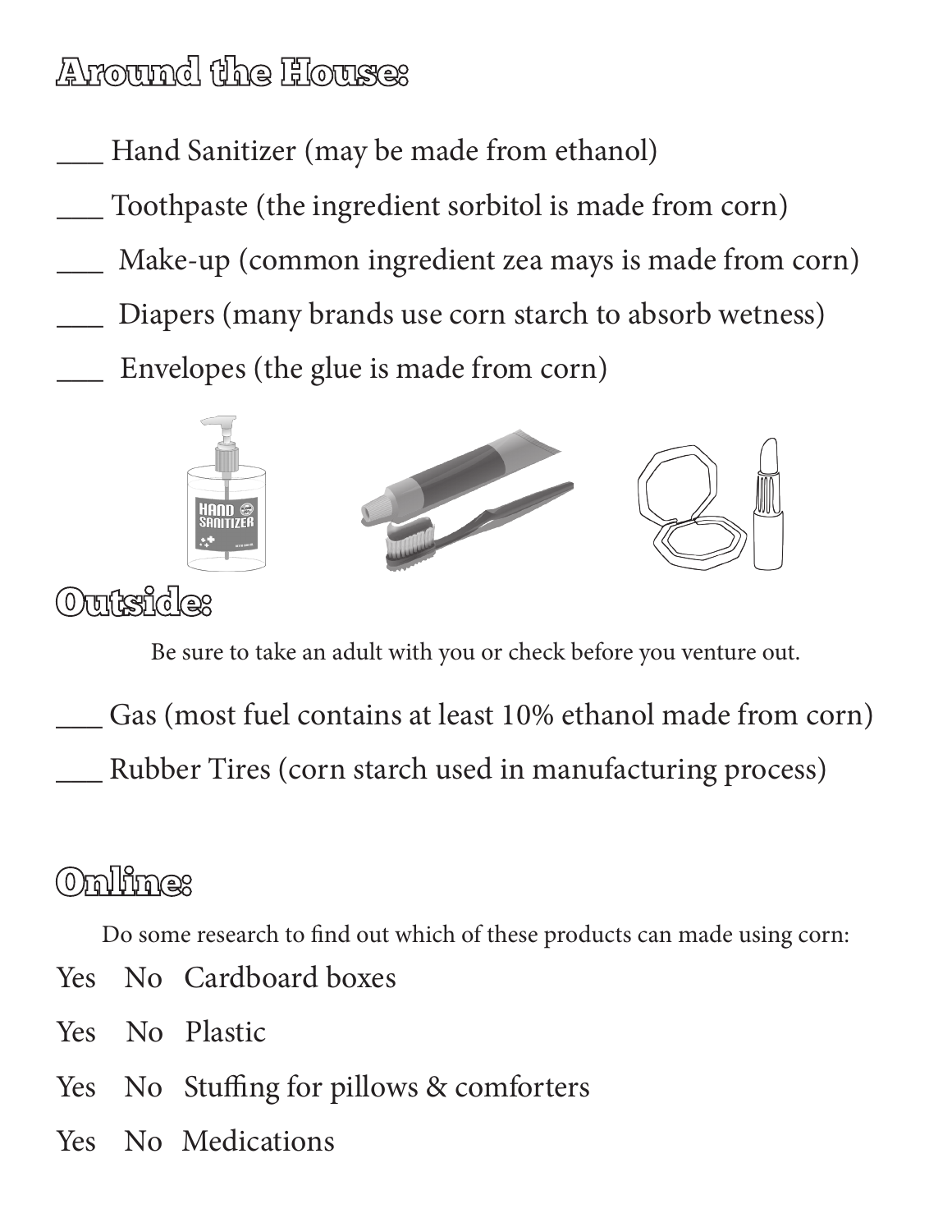## Around the House:

___ Hand Sanitizer (may be made from ethanol)

___ Toothpaste (the ingredient sorbitol is made from corn)

___ Make-up (common ingredient zea mays is made from corn)

___ Diapers (many brands use corn starch to absorb wetness)

___ Envelopes (the glue is made from corn)

## Outside:

Be sure to take an adult with you or check before you venture out.

___ Gas (most fuel contains at least 10% ethanol made from corn)

___ Rubber Tires (corn starch used in manufacturing process)

## Online:

Do some research to find out which of these products can made using corn:

Yes No Cardboard boxes

Yes No Plastic

Yes No Stuffing for pillows & comforters

Yes No Medications